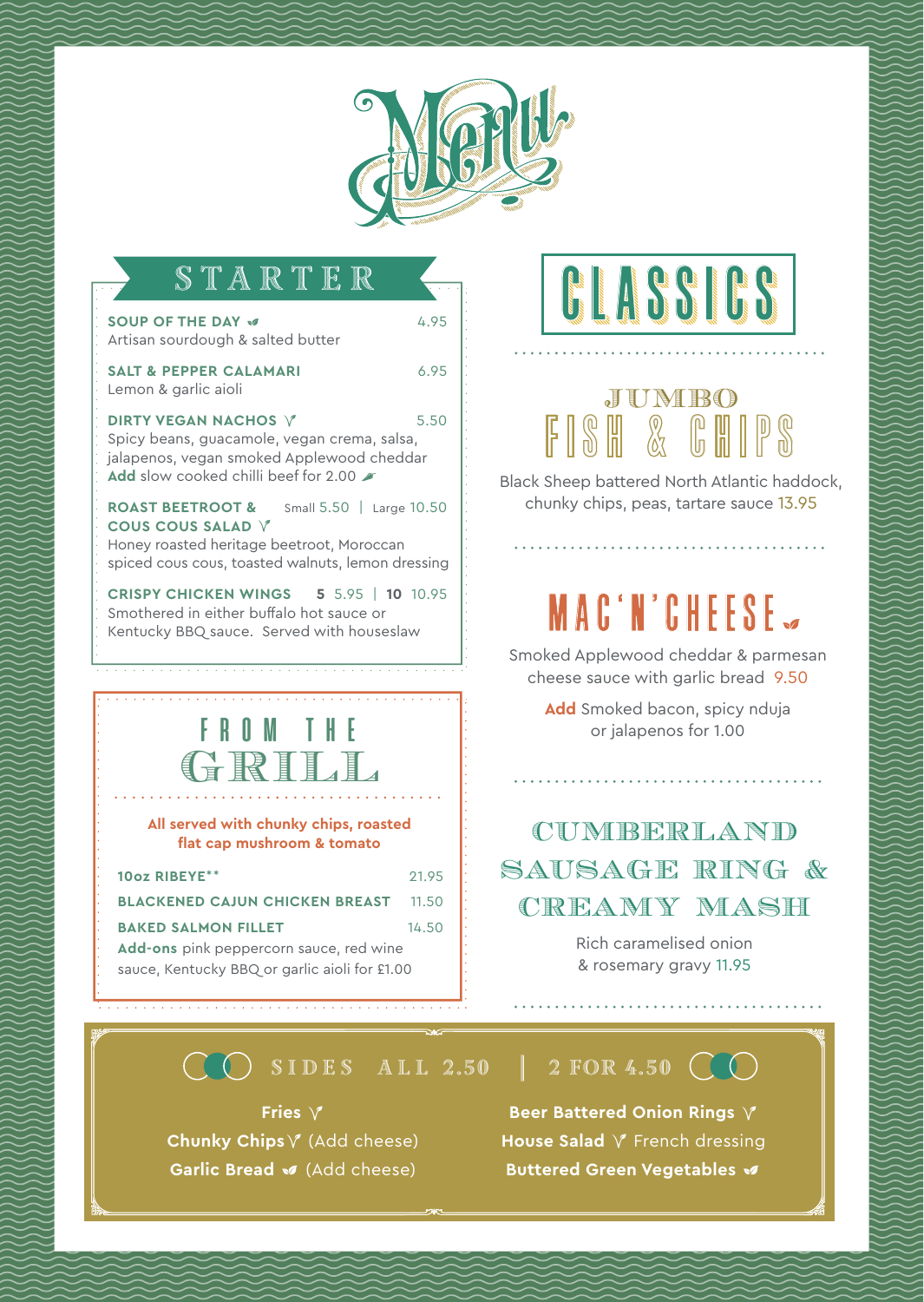# Menu

## STARTER

**SOUP OF THE DAY** 4.95
Artisan sourdough & salted butter

**SALT & PEPPER CALAMARI** 6.95
Lemon & garlic aioli

**DIRTY VEGAN NACHOS** V 5.50
Spicy beans, guacamole, vegan crema, salsa, jalapenos, vegan smoked Applewood cheddar
**Add** slow cooked chilli beef for 2.00

**ROAST BEETROOT & COUS COUS SALAD** V Small 5.50 | Large 10.50
Honey roasted heritage beetroot, Moroccan spiced cous cous, toasted walnuts, lemon dressing

**CRISPY CHICKEN WINGS** **5** 5.95 | **10** 10.95
Smothered in either buffalo hot sauce or Kentucky BBQ sauce. Served with houseslaw

## FROM THE GRILL

**All served with chunky chips, roasted flat cap mushroom & tomato**

**10oz RIBEYE**** 21.95

**BLACKENED CAJUN CHICKEN BREAST** 11.50

**BAKED SALMON FILLET** 14.50

**Add-ons** pink peppercorn sauce, red wine sauce, Kentucky BBQ or garlic aioli for £1.00

## CLASSICS

### JUMBO FISH & CHIPS

Black Sheep battered North Atlantic haddock, chunky chips, peas, tartare sauce 13.95

### MAC'N'CHEESE

Smoked Applewood cheddar & parmesan cheese sauce with garlic bread 9.50

**Add** Smoked bacon, spicy nduja or jalapenos for 1.00

### CUMBERLAND SAUSAGE RING & CREAMY MASH

Rich caramelised onion & rosemary gravy 11.95

## SIDES ALL 2.50 | 2 FOR 4.50

**Fries** V
**Chunky Chips** V (Add cheese)
**Garlic Bread** (Add cheese)
**Beer Battered Onion Rings** V
**House Salad** V French dressing
**Buttered Green Vegetables**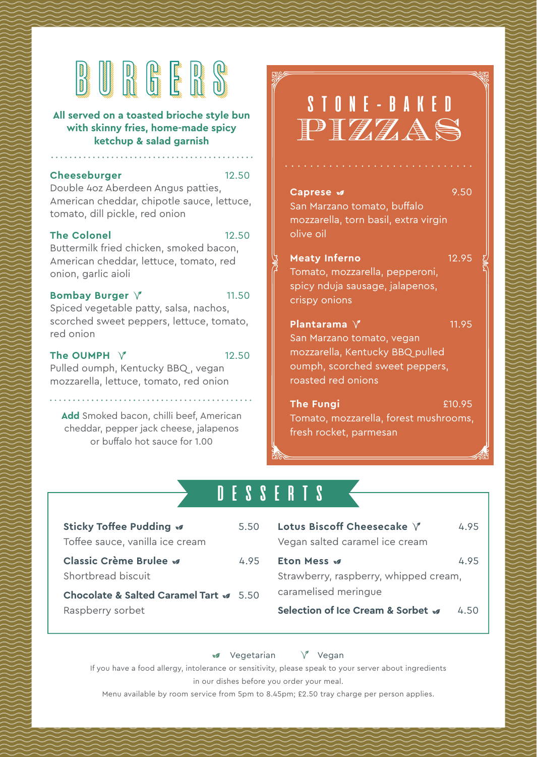# BURGERS

**All served on a toasted brioche style bun with skinny fries, home-made spicy ketchup & salad garnish**

**Cheeseburger** 12.50
Double 4oz Aberdeen Angus patties, American cheddar, chipotle sauce, lettuce, tomato, dill pickle, red onion

**The Colonel** 12.50
Buttermilk fried chicken, smoked bacon, American cheddar, lettuce, tomato, red onion, garlic aioli

**Bombay Burger** (Vegan) 11.50
Spiced vegetable patty, salsa, nachos, scorched sweet peppers, lettuce, tomato, red onion

**The OUMPH** (Vegan) 12.50
Pulled oumph, Kentucky BBQ, vegan mozzarella, lettuce, tomato, red onion

**Add** Smoked bacon, chilli beef, American cheddar, pepper jack cheese, jalapenos or buffalo hot sauce for 1.00

# STONE-BAKED PIZZAS

**Caprese** (Vegetarian) 9.50
San Marzano tomato, buffalo mozzarella, torn basil, extra virgin olive oil

**Meaty Inferno** 12.95
Tomato, mozzarella, pepperoni, spicy nduja sausage, jalapenos, crispy onions

**Plantarama** (Vegan) 11.95
San Marzano tomato, vegan mozzarella, Kentucky BBQ pulled oumph, scorched sweet peppers, roasted red onions

**The Fungi** £10.95
Tomato, mozzarella, forest mushrooms, fresh rocket, parmesan

# DESSERTS

**Sticky Toffee Pudding** (Vegetarian) 5.50
Toffee sauce, vanilla ice cream

**Classic Crème Brulee** (Vegetarian) 4.95
Shortbread biscuit

**Chocolate & Salted Caramel Tart** (Vegetarian) 5.50
Raspberry sorbet

**Lotus Biscoff Cheesecake** (Vegan) 4.95
Vegan salted caramel ice cream

**Eton Mess** (Vegetarian) 4.95
Strawberry, raspberry, whipped cream, caramelised meringue

**Selection of Ice Cream & Sorbet** (Vegetarian) 4.50

Vegetarian    Vegan

If you have a food allergy, intolerance or sensitivity, please speak to your server about ingredients in our dishes before you order your meal.

Menu available by room service from 5pm to 8.45pm; £2.50 tray charge per person applies.